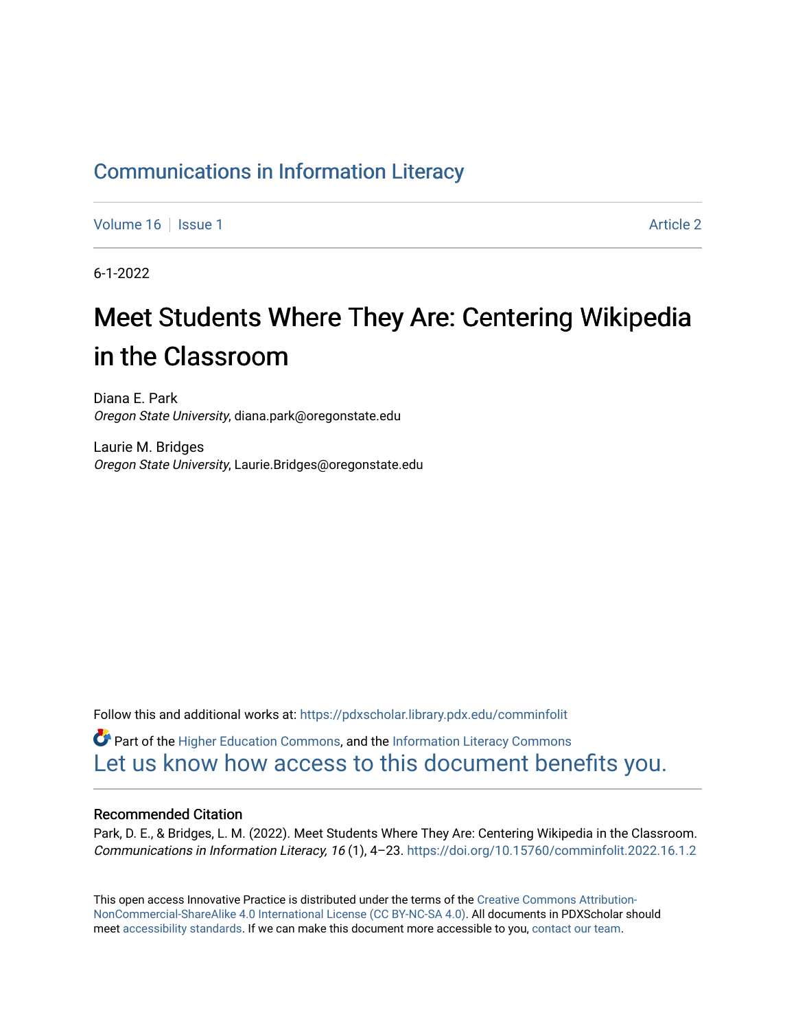Communications in Information Literacy

Volume 16 | Issue 1 | Article 2

6-1-2022

# Meet Students Where They Are: Centering Wikipedia in the Classroom

Diana E. Park
*Oregon State University*, diana.park@oregonstate.edu

Laurie M. Bridges
*Oregon State University*, Laurie.Bridges@oregonstate.edu

Follow this and additional works at: https://pdxscholar.library.pdx.edu/comminfolit

Part of the Higher Education Commons, and the Information Literacy Commons

Let us know how access to this document benefits you.

### Recommended Citation

Park, D. E., & Bridges, L. M. (2022). Meet Students Where They Are: Centering Wikipedia in the Classroom. *Communications in Information Literacy, 16* (1), 4–23. https://doi.org/10.15760/comminfolit.2022.16.1.2

This open access Innovative Practice is distributed under the terms of the Creative Commons Attribution-NonCommercial-ShareAlike 4.0 International License (CC BY-NC-SA 4.0). All documents in PDXScholar should meet accessibility standards. If we can make this document more accessible to you, contact our team.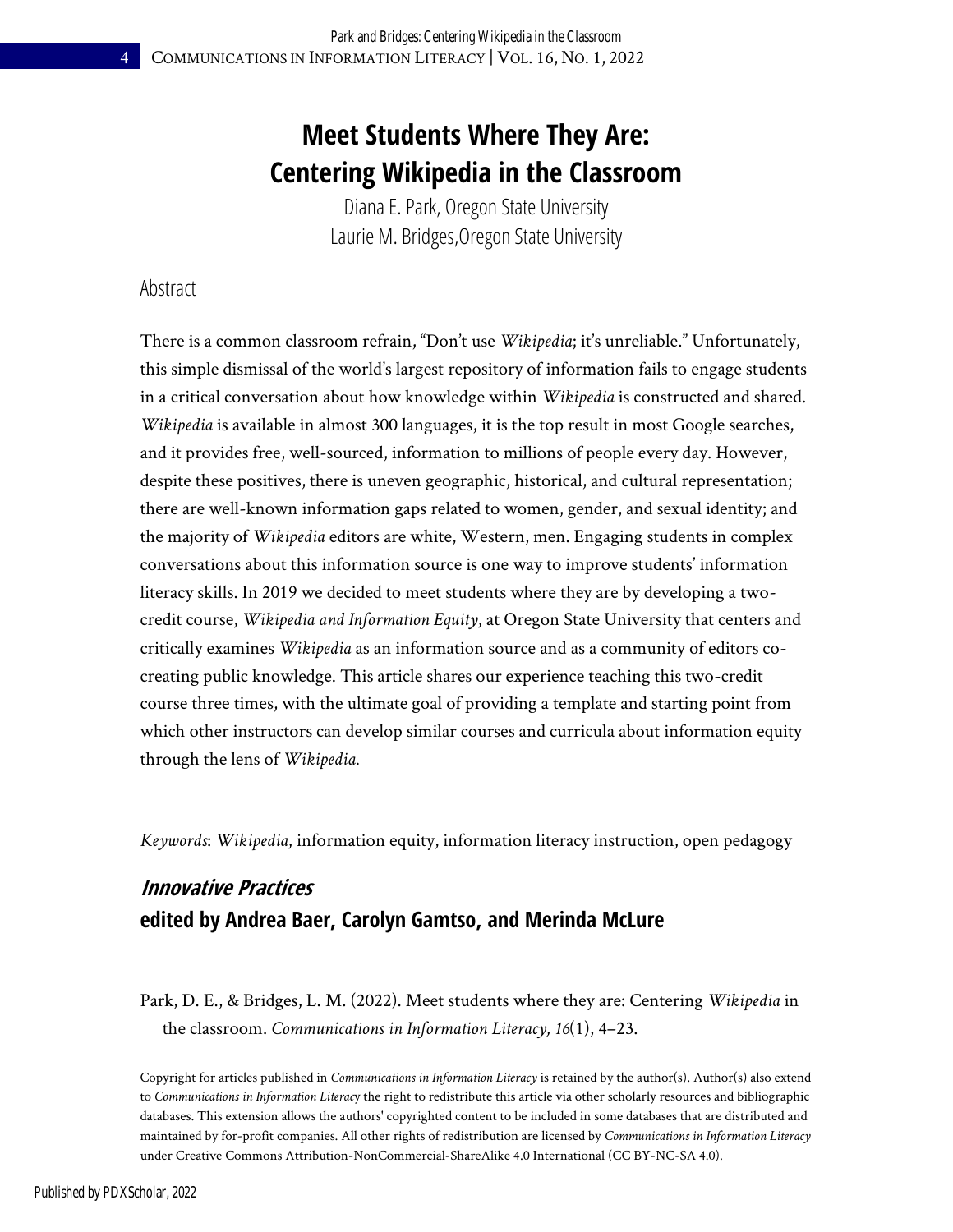# Meet Students Where They Are: Centering Wikipedia in the Classroom

Diana E. Park, Oregon State University
Laurie M. Bridges,Oregon State University

## Abstract

There is a common classroom refrain, "Don't use *Wikipedia*; it's unreliable." Unfortunately, this simple dismissal of the world's largest repository of information fails to engage students in a critical conversation about how knowledge within *Wikipedia* is constructed and shared. *Wikipedia* is available in almost 300 languages, it is the top result in most Google searches, and it provides free, well-sourced, information to millions of people every day. However, despite these positives, there is uneven geographic, historical, and cultural representation; there are well-known information gaps related to women, gender, and sexual identity; and the majority of *Wikipedia* editors are white, Western, men. Engaging students in complex conversations about this information source is one way to improve students' information literacy skills. In 2019 we decided to meet students where they are by developing a two-credit course, *Wikipedia and Information Equity*, at Oregon State University that centers and critically examines *Wikipedia* as an information source and as a community of editors co-creating public knowledge. This article shares our experience teaching this two-credit course three times, with the ultimate goal of providing a template and starting point from which other instructors can develop similar courses and curricula about information equity through the lens of *Wikipedia*.

*Keywords*: *Wikipedia*, information equity, information literacy instruction, open pedagogy

### *Innovative Practices*
**edited by Andrea Baer, Carolyn Gamtso, and Merinda McLure**

Park, D. E., & Bridges, L. M. (2022). Meet students where they are: Centering *Wikipedia* in the classroom. *Communications in Information Literacy, 16*(1), 4–23.

Copyright for articles published in *Communications in Information Literacy* is retained by the author(s). Author(s) also extend to *Communications in Information Literacy* the right to redistribute this article via other scholarly resources and bibliographic databases. This extension allows the authors' copyrighted content to be included in some databases that are distributed and maintained by for-profit companies. All other rights of redistribution are licensed by *Communications in Information Literacy* under Creative Commons Attribution-NonCommercial-ShareAlike 4.0 International (CC BY-NC-SA 4.0).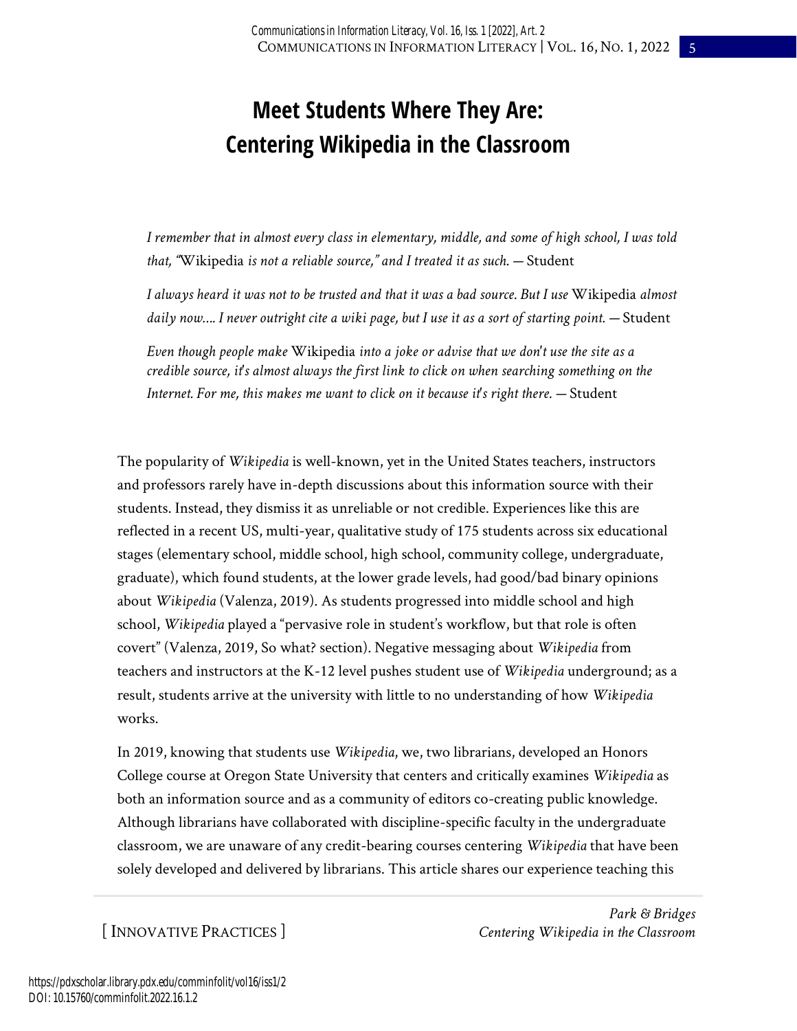# Meet Students Where They Are: Centering Wikipedia in the Classroom

*I remember that in almost every class in elementary, middle, and some of high school, I was told that, "*Wikipedia *is not a reliable source," and I treated it as such.* — Student

*I always heard it was not to be trusted and that it was a bad source. But I use* Wikipedia *almost daily now.... I never outright cite a wiki page, but I use it as a sort of starting point.* — Student

*Even though people make* Wikipedia *into a joke or advise that we don't use the site as a credible source, it's almost always the first link to click on when searching something on the Internet. For me, this makes me want to click on it because it's right there.* — Student

The popularity of *Wikipedia* is well-known, yet in the United States teachers, instructors and professors rarely have in-depth discussions about this information source with their students. Instead, they dismiss it as unreliable or not credible. Experiences like this are reflected in a recent US, multi-year, qualitative study of 175 students across six educational stages (elementary school, middle school, high school, community college, undergraduate, graduate), which found students, at the lower grade levels, had good/bad binary opinions about *Wikipedia* (Valenza, 2019). As students progressed into middle school and high school, *Wikipedia* played a "pervasive role in student's workflow, but that role is often covert" (Valenza, 2019, So what? section). Negative messaging about *Wikipedia* from teachers and instructors at the K-12 level pushes student use of *Wikipedia* underground; as a result, students arrive at the university with little to no understanding of how *Wikipedia* works.

In 2019, knowing that students use *Wikipedia*, we, two librarians, developed an Honors College course at Oregon State University that centers and critically examines *Wikipedia* as both an information source and as a community of editors co-creating public knowledge. Although librarians have collaborated with discipline-specific faculty in the undergraduate classroom, we are unaware of any credit-bearing courses centering *Wikipedia* that have been solely developed and delivered by librarians. This article shares our experience teaching this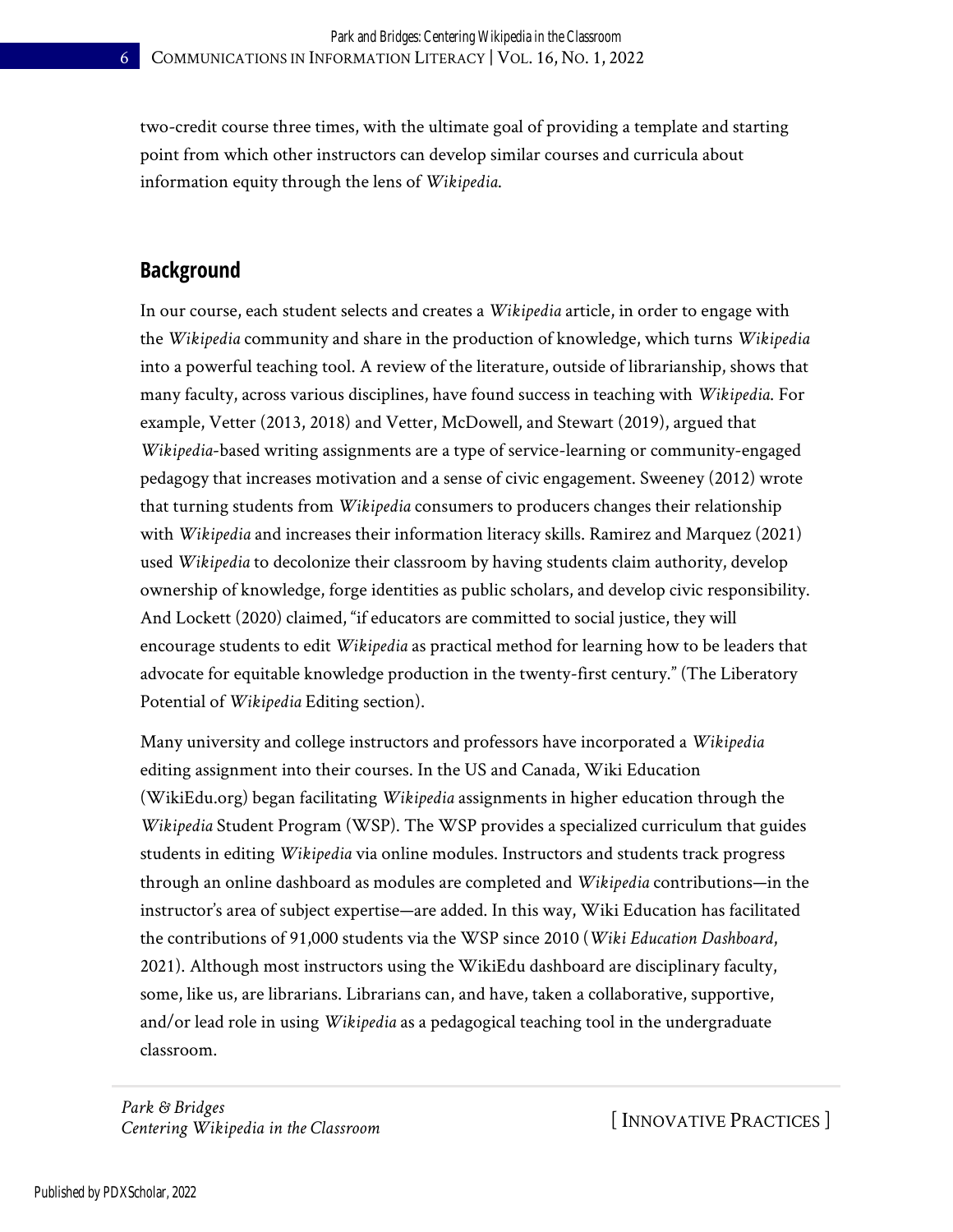two-credit course three times, with the ultimate goal of providing a template and starting point from which other instructors can develop similar courses and curricula about information equity through the lens of *Wikipedia*.

## Background

In our course, each student selects and creates a *Wikipedia* article, in order to engage with the *Wikipedia* community and share in the production of knowledge, which turns *Wikipedia* into a powerful teaching tool. A review of the literature, outside of librarianship, shows that many faculty, across various disciplines, have found success in teaching with *Wikipedia*. For example, Vetter (2013, 2018) and Vetter, McDowell, and Stewart (2019), argued that *Wikipedia*-based writing assignments are a type of service-learning or community-engaged pedagogy that increases motivation and a sense of civic engagement. Sweeney (2012) wrote that turning students from *Wikipedia* consumers to producers changes their relationship with *Wikipedia* and increases their information literacy skills. Ramirez and Marquez (2021) used *Wikipedia* to decolonize their classroom by having students claim authority, develop ownership of knowledge, forge identities as public scholars, and develop civic responsibility. And Lockett (2020) claimed, "if educators are committed to social justice, they will encourage students to edit *Wikipedia* as practical method for learning how to be leaders that advocate for equitable knowledge production in the twenty-first century." (The Liberatory Potential of *Wikipedia* Editing section).

Many university and college instructors and professors have incorporated a *Wikipedia* editing assignment into their courses. In the US and Canada, Wiki Education (WikiEdu.org) began facilitating *Wikipedia* assignments in higher education through the *Wikipedia* Student Program (WSP). The WSP provides a specialized curriculum that guides students in editing *Wikipedia* via online modules. Instructors and students track progress through an online dashboard as modules are completed and *Wikipedia* contributions—in the instructor's area of subject expertise—are added. In this way, Wiki Education has facilitated the contributions of 91,000 students via the WSP since 2010 (*Wiki Education Dashboard*, 2021). Although most instructors using the WikiEdu dashboard are disciplinary faculty, some, like us, are librarians. Librarians can, and have, taken a collaborative, supportive, and/or lead role in using *Wikipedia* as a pedagogical teaching tool in the undergraduate classroom.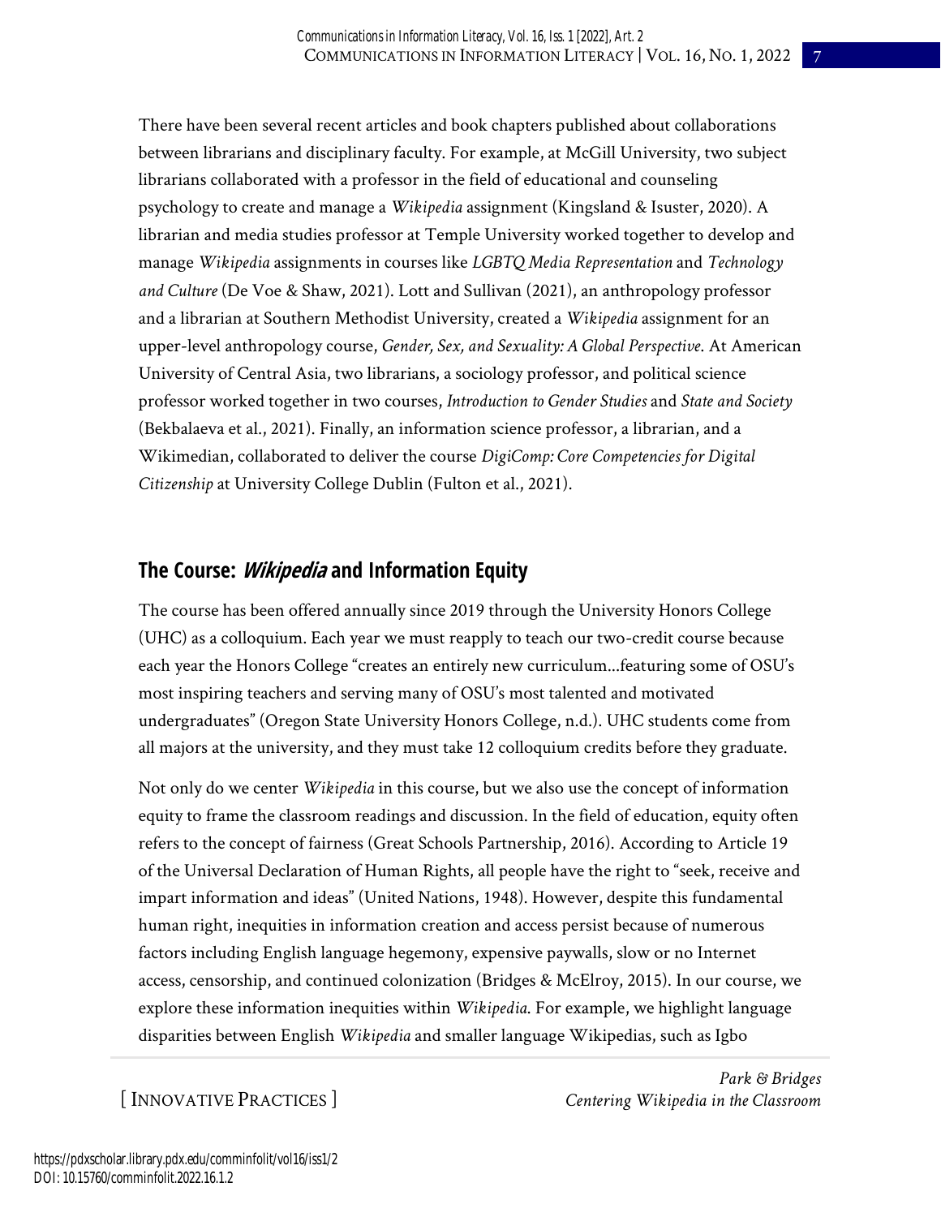There have been several recent articles and book chapters published about collaborations between librarians and disciplinary faculty. For example, at McGill University, two subject librarians collaborated with a professor in the field of educational and counseling psychology to create and manage a *Wikipedia* assignment (Kingsland & Isuster, 2020). A librarian and media studies professor at Temple University worked together to develop and manage *Wikipedia* assignments in courses like *LGBTQ Media Representation* and *Technology and Culture* (De Voe & Shaw, 2021). Lott and Sullivan (2021), an anthropology professor and a librarian at Southern Methodist University, created a *Wikipedia* assignment for an upper-level anthropology course, *Gender, Sex, and Sexuality: A Global Perspective*. At American University of Central Asia, two librarians, a sociology professor, and political science professor worked together in two courses, *Introduction to Gender Studies* and *State and Society* (Bekbalaeva et al., 2021). Finally, an information science professor, a librarian, and a Wikimedian, collaborated to deliver the course *DigiComp: Core Competencies for Digital Citizenship* at University College Dublin (Fulton et al., 2021).

## The Course: *Wikipedia* and Information Equity

The course has been offered annually since 2019 through the University Honors College (UHC) as a colloquium. Each year we must reapply to teach our two-credit course because each year the Honors College "creates an entirely new curriculum...featuring some of OSU's most inspiring teachers and serving many of OSU's most talented and motivated undergraduates" (Oregon State University Honors College, n.d.). UHC students come from all majors at the university, and they must take 12 colloquium credits before they graduate.

Not only do we center *Wikipedia* in this course, but we also use the concept of information equity to frame the classroom readings and discussion. In the field of education, equity often refers to the concept of fairness (Great Schools Partnership, 2016). According to Article 19 of the Universal Declaration of Human Rights, all people have the right to "seek, receive and impart information and ideas" (United Nations, 1948). However, despite this fundamental human right, inequities in information creation and access persist because of numerous factors including English language hegemony, expensive paywalls, slow or no Internet access, censorship, and continued colonization (Bridges & McElroy, 2015). In our course, we explore these information inequities within *Wikipedia*. For example, we highlight language disparities between English *Wikipedia* and smaller language Wikipedias, such as Igbo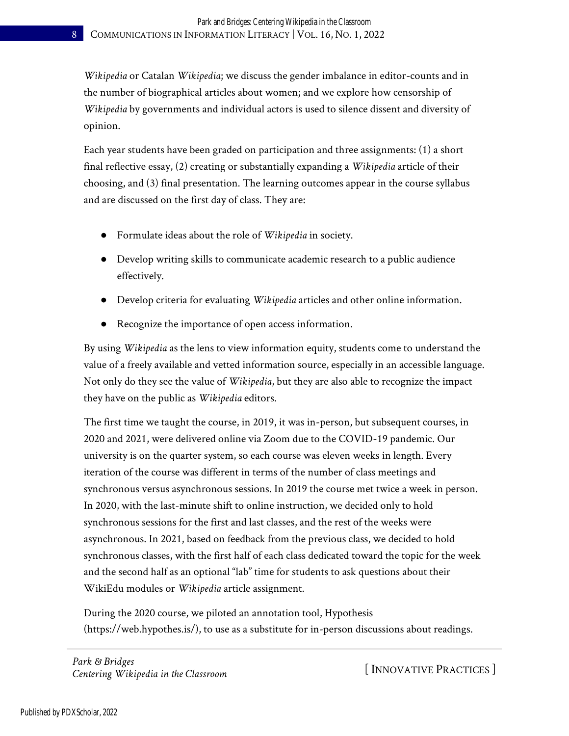*Wikipedia* or Catalan *Wikipedia*; we discuss the gender imbalance in editor-counts and in the number of biographical articles about women; and we explore how censorship of *Wikipedia* by governments and individual actors is used to silence dissent and diversity of opinion.

Each year students have been graded on participation and three assignments: (1) a short final reflective essay, (2) creating or substantially expanding a *Wikipedia* article of their choosing, and (3) final presentation. The learning outcomes appear in the course syllabus and are discussed on the first day of class. They are:

- Formulate ideas about the role of *Wikipedia* in society.
- Develop writing skills to communicate academic research to a public audience effectively.
- Develop criteria for evaluating *Wikipedia* articles and other online information.
- Recognize the importance of open access information.

By using *Wikipedia* as the lens to view information equity, students come to understand the value of a freely available and vetted information source, especially in an accessible language. Not only do they see the value of *Wikipedia*, but they are also able to recognize the impact they have on the public as *Wikipedia* editors.

The first time we taught the course, in 2019, it was in-person, but subsequent courses, in 2020 and 2021, were delivered online via Zoom due to the COVID-19 pandemic. Our university is on the quarter system, so each course was eleven weeks in length. Every iteration of the course was different in terms of the number of class meetings and synchronous versus asynchronous sessions. In 2019 the course met twice a week in person. In 2020, with the last-minute shift to online instruction, we decided only to hold synchronous sessions for the first and last classes, and the rest of the weeks were asynchronous. In 2021, based on feedback from the previous class, we decided to hold synchronous classes, with the first half of each class dedicated toward the topic for the week and the second half as an optional "lab" time for students to ask questions about their WikiEdu modules or *Wikipedia* article assignment.

During the 2020 course, we piloted an annotation tool, Hypothesis (https://web.hypothes.is/), to use as a substitute for in-person discussions about readings.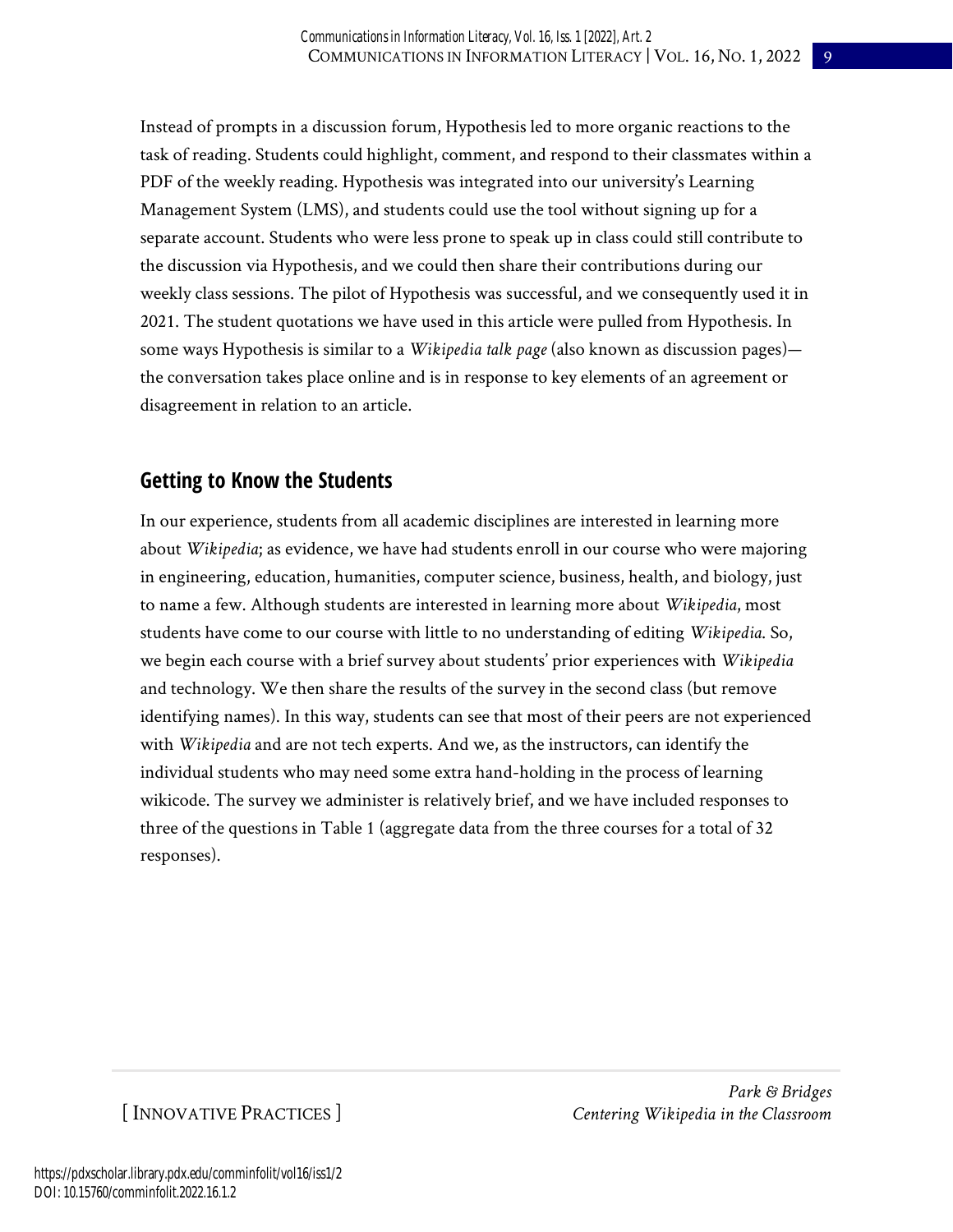Instead of prompts in a discussion forum, Hypothesis led to more organic reactions to the task of reading. Students could highlight, comment, and respond to their classmates within a PDF of the weekly reading. Hypothesis was integrated into our university's Learning Management System (LMS), and students could use the tool without signing up for a separate account. Students who were less prone to speak up in class could still contribute to the discussion via Hypothesis, and we could then share their contributions during our weekly class sessions. The pilot of Hypothesis was successful, and we consequently used it in 2021. The student quotations we have used in this article were pulled from Hypothesis. In some ways Hypothesis is similar to a *Wikipedia talk page* (also known as discussion pages)—the conversation takes place online and is in response to key elements of an agreement or disagreement in relation to an article.

## Getting to Know the Students

In our experience, students from all academic disciplines are interested in learning more about *Wikipedia*; as evidence, we have had students enroll in our course who were majoring in engineering, education, humanities, computer science, business, health, and biology, just to name a few. Although students are interested in learning more about *Wikipedia*, most students have come to our course with little to no understanding of editing *Wikipedia*. So, we begin each course with a brief survey about students' prior experiences with *Wikipedia* and technology. We then share the results of the survey in the second class (but remove identifying names). In this way, students can see that most of their peers are not experienced with *Wikipedia* and are not tech experts. And we, as the instructors, can identify the individual students who may need some extra hand-holding in the process of learning wikicode. The survey we administer is relatively brief, and we have included responses to three of the questions in Table 1 (aggregate data from the three courses for a total of 32 responses).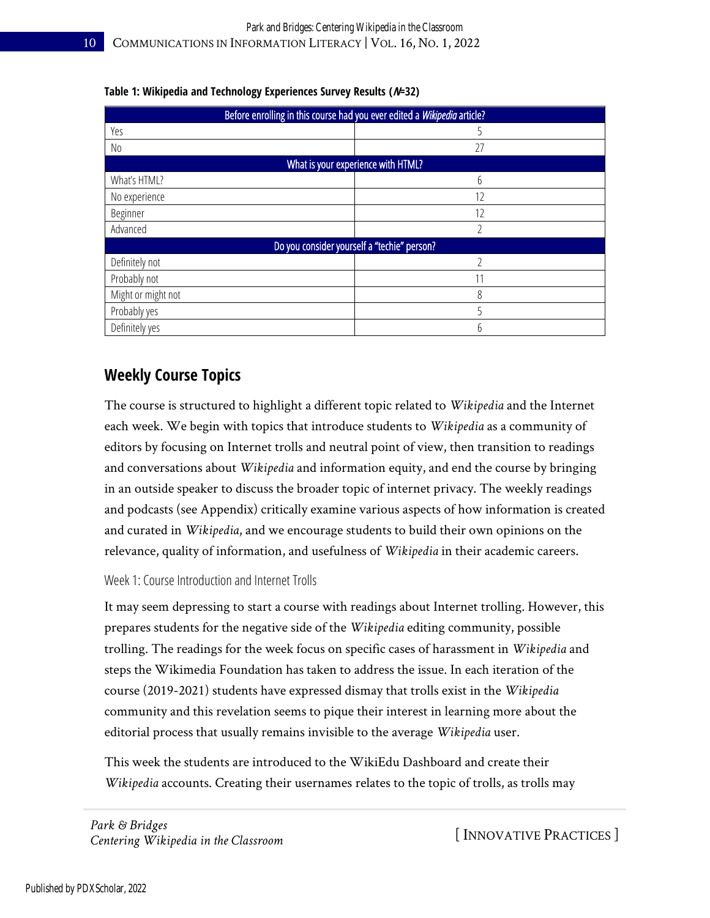**Table 1: Wikipedia and Technology Experiences Survey Results (*N*=32)**

| Before enrolling in this course had you ever edited a *Wikipedia* article? | |
|---|---|
| Yes | 5 |
| No | 27 |
| **What is your experience with HTML?** | |
| What's HTML? | 6 |
| No experience | 12 |
| Beginner | 12 |
| Advanced | 2 |
| **Do you consider yourself a "techie" person?** | |
| Definitely not | 2 |
| Probably not | 11 |
| Might or might not | 8 |
| Probably yes | 5 |
| Definitely yes | 6 |

## Weekly Course Topics

The course is structured to highlight a different topic related to *Wikipedia* and the Internet each week. We begin with topics that introduce students to *Wikipedia* as a community of editors by focusing on Internet trolls and neutral point of view, then transition to readings and conversations about *Wikipedia* and information equity, and end the course by bringing in an outside speaker to discuss the broader topic of internet privacy. The weekly readings and podcasts (see Appendix) critically examine various aspects of how information is created and curated in *Wikipedia*, and we encourage students to build their own opinions on the relevance, quality of information, and usefulness of *Wikipedia* in their academic careers.

### Week 1: Course Introduction and Internet Trolls

It may seem depressing to start a course with readings about Internet trolling. However, this prepares students for the negative side of the *Wikipedia* editing community, possible trolling. The readings for the week focus on specific cases of harassment in *Wikipedia* and steps the Wikimedia Foundation has taken to address the issue. In each iteration of the course (2019-2021) students have expressed dismay that trolls exist in the *Wikipedia* community and this revelation seems to pique their interest in learning more about the editorial process that usually remains invisible to the average *Wikipedia* user.

This week the students are introduced to the WikiEdu Dashboard and create their *Wikipedia* accounts. Creating their usernames relates to the topic of trolls, as trolls may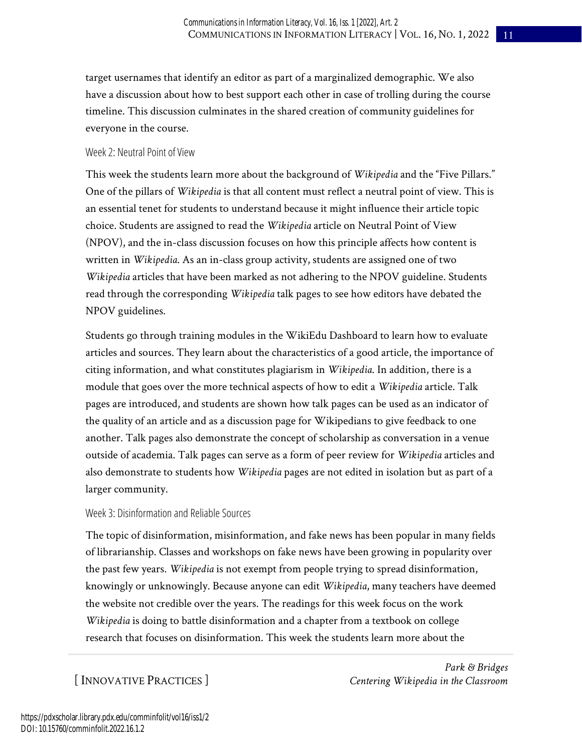target usernames that identify an editor as part of a marginalized demographic. We also have a discussion about how to best support each other in case of trolling during the course timeline. This discussion culminates in the shared creation of community guidelines for everyone in the course.

### Week 2: Neutral Point of View

This week the students learn more about the background of *Wikipedia* and the "Five Pillars." One of the pillars of *Wikipedia* is that all content must reflect a neutral point of view. This is an essential tenet for students to understand because it might influence their article topic choice. Students are assigned to read the *Wikipedia* article on Neutral Point of View (NPOV), and the in-class discussion focuses on how this principle affects how content is written in *Wikipedia*. As an in-class group activity, students are assigned one of two *Wikipedia* articles that have been marked as not adhering to the NPOV guideline. Students read through the corresponding *Wikipedia* talk pages to see how editors have debated the NPOV guidelines.

Students go through training modules in the WikiEdu Dashboard to learn how to evaluate articles and sources. They learn about the characteristics of a good article, the importance of citing information, and what constitutes plagiarism in *Wikipedia*. In addition, there is a module that goes over the more technical aspects of how to edit a *Wikipedia* article. Talk pages are introduced, and students are shown how talk pages can be used as an indicator of the quality of an article and as a discussion page for Wikipedians to give feedback to one another. Talk pages also demonstrate the concept of scholarship as conversation in a venue outside of academia. Talk pages can serve as a form of peer review for *Wikipedia* articles and also demonstrate to students how *Wikipedia* pages are not edited in isolation but as part of a larger community.

### Week 3: Disinformation and Reliable Sources

The topic of disinformation, misinformation, and fake news has been popular in many fields of librarianship. Classes and workshops on fake news have been growing in popularity over the past few years. *Wikipedia* is not exempt from people trying to spread disinformation, knowingly or unknowingly. Because anyone can edit *Wikipedia*, many teachers have deemed the website not credible over the years. The readings for this week focus on the work *Wikipedia* is doing to battle disinformation and a chapter from a textbook on college research that focuses on disinformation. This week the students learn more about the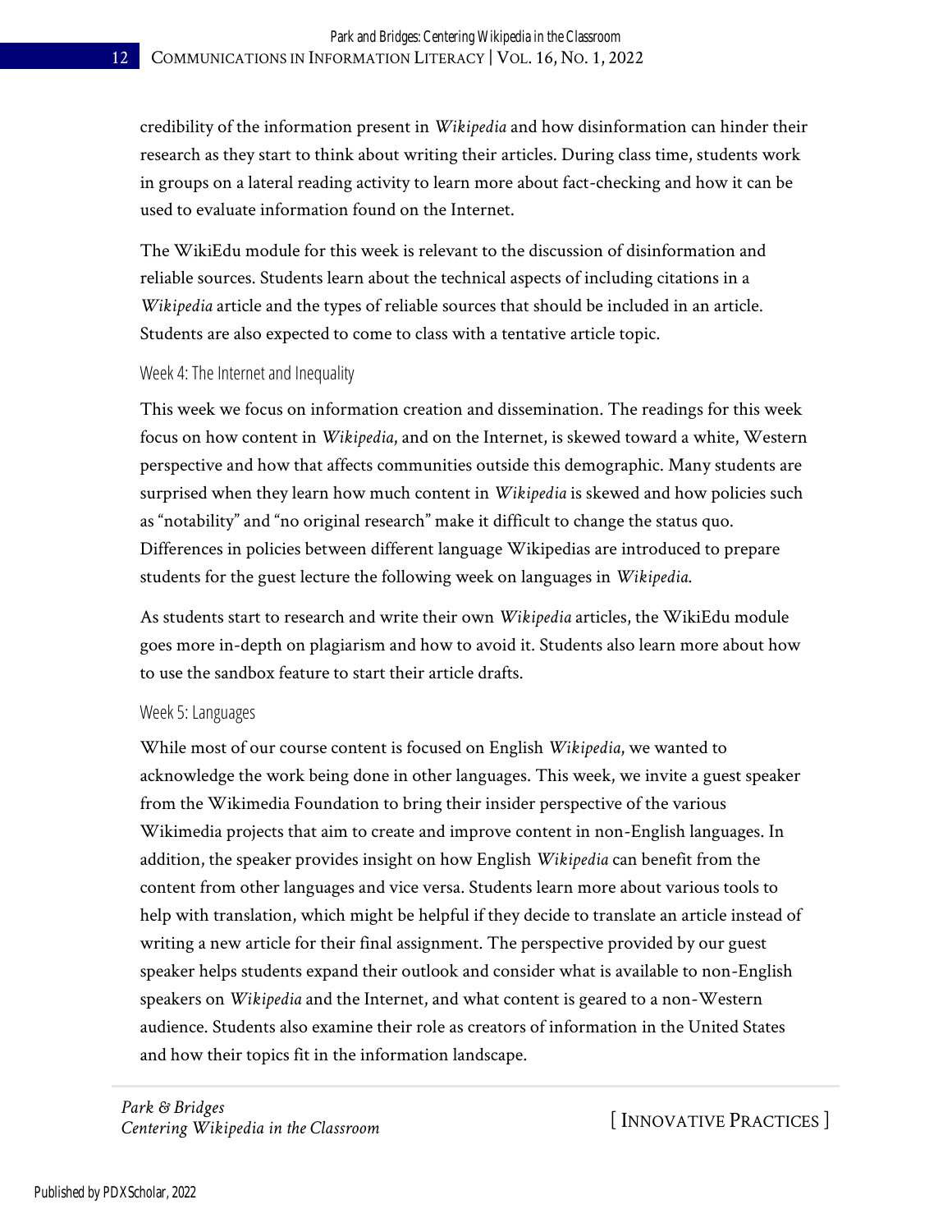credibility of the information present in *Wikipedia* and how disinformation can hinder their research as they start to think about writing their articles. During class time, students work in groups on a lateral reading activity to learn more about fact-checking and how it can be used to evaluate information found on the Internet.

The WikiEdu module for this week is relevant to the discussion of disinformation and reliable sources. Students learn about the technical aspects of including citations in a *Wikipedia* article and the types of reliable sources that should be included in an article. Students are also expected to come to class with a tentative article topic.

### Week 4: The Internet and Inequality

This week we focus on information creation and dissemination. The readings for this week focus on how content in *Wikipedia*, and on the Internet, is skewed toward a white, Western perspective and how that affects communities outside this demographic. Many students are surprised when they learn how much content in *Wikipedia* is skewed and how policies such as "notability" and "no original research" make it difficult to change the status quo. Differences in policies between different language Wikipedias are introduced to prepare students for the guest lecture the following week on languages in *Wikipedia*.

As students start to research and write their own *Wikipedia* articles, the WikiEdu module goes more in-depth on plagiarism and how to avoid it. Students also learn more about how to use the sandbox feature to start their article drafts.

### Week 5: Languages

While most of our course content is focused on English *Wikipedia*, we wanted to acknowledge the work being done in other languages. This week, we invite a guest speaker from the Wikimedia Foundation to bring their insider perspective of the various Wikimedia projects that aim to create and improve content in non-English languages. In addition, the speaker provides insight on how English *Wikipedia* can benefit from the content from other languages and vice versa. Students learn more about various tools to help with translation, which might be helpful if they decide to translate an article instead of writing a new article for their final assignment. The perspective provided by our guest speaker helps students expand their outlook and consider what is available to non-English speakers on *Wikipedia* and the Internet, and what content is geared to a non-Western audience. Students also examine their role as creators of information in the United States and how their topics fit in the information landscape.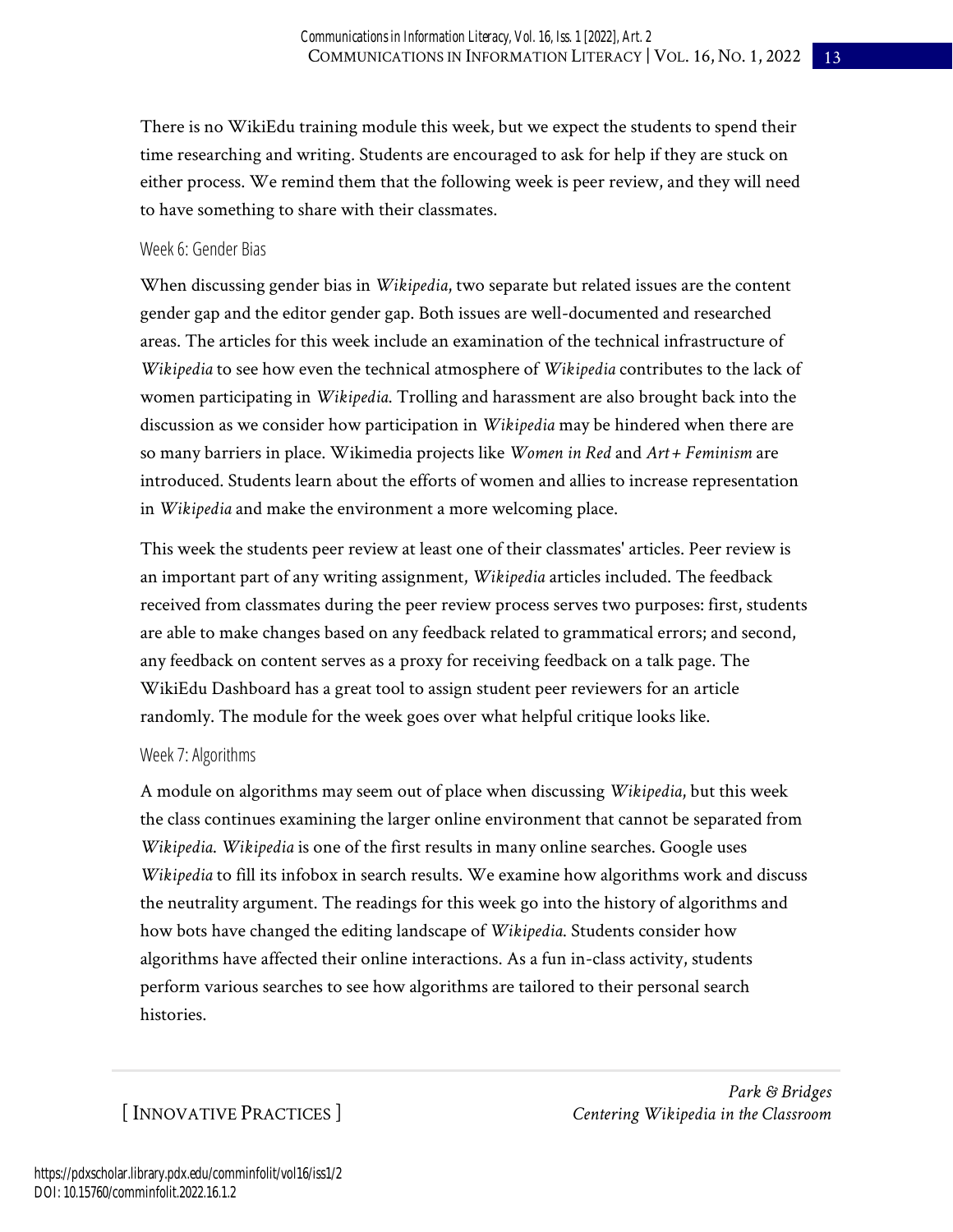There is no WikiEdu training module this week, but we expect the students to spend their time researching and writing. Students are encouraged to ask for help if they are stuck on either process. We remind them that the following week is peer review, and they will need to have something to share with their classmates.

### Week 6: Gender Bias

When discussing gender bias in *Wikipedia*, two separate but related issues are the content gender gap and the editor gender gap. Both issues are well-documented and researched areas. The articles for this week include an examination of the technical infrastructure of *Wikipedia* to see how even the technical atmosphere of *Wikipedia* contributes to the lack of women participating in *Wikipedia*. Trolling and harassment are also brought back into the discussion as we consider how participation in *Wikipedia* may be hindered when there are so many barriers in place. Wikimedia projects like *Women in Red* and *Art+Feminism* are introduced. Students learn about the efforts of women and allies to increase representation in *Wikipedia* and make the environment a more welcoming place.

This week the students peer review at least one of their classmates' articles. Peer review is an important part of any writing assignment, *Wikipedia* articles included. The feedback received from classmates during the peer review process serves two purposes: first, students are able to make changes based on any feedback related to grammatical errors; and second, any feedback on content serves as a proxy for receiving feedback on a talk page. The WikiEdu Dashboard has a great tool to assign student peer reviewers for an article randomly. The module for the week goes over what helpful critique looks like.

### Week 7: Algorithms

A module on algorithms may seem out of place when discussing *Wikipedia*, but this week the class continues examining the larger online environment that cannot be separated from *Wikipedia*. *Wikipedia* is one of the first results in many online searches. Google uses *Wikipedia* to fill its infobox in search results. We examine how algorithms work and discuss the neutrality argument. The readings for this week go into the history of algorithms and how bots have changed the editing landscape of *Wikipedia*. Students consider how algorithms have affected their online interactions. As a fun in-class activity, students perform various searches to see how algorithms are tailored to their personal search histories.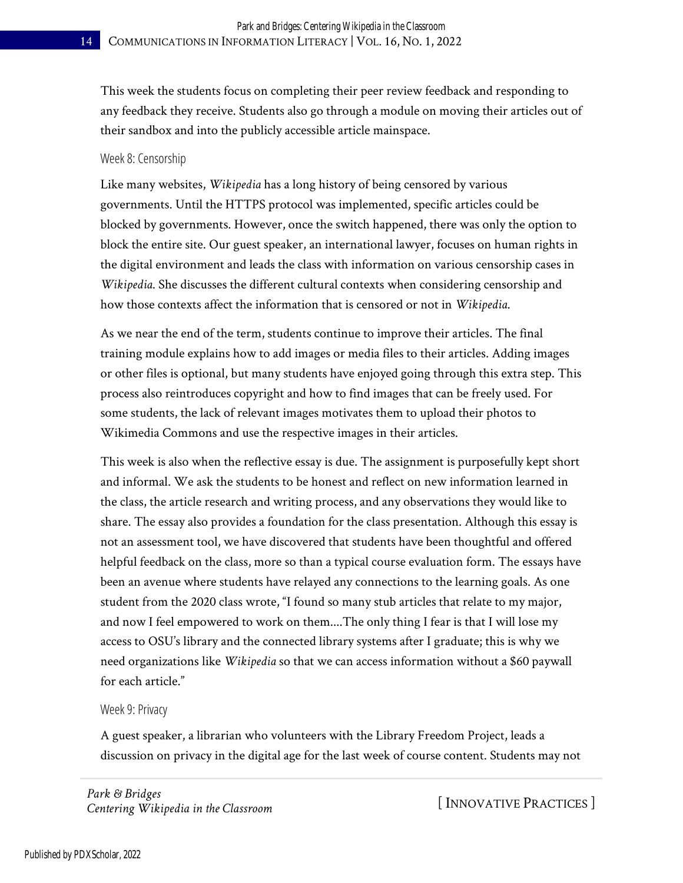This week the students focus on completing their peer review feedback and responding to any feedback they receive. Students also go through a module on moving their articles out of their sandbox and into the publicly accessible article mainspace.

### Week 8: Censorship

Like many websites, *Wikipedia* has a long history of being censored by various governments. Until the HTTPS protocol was implemented, specific articles could be blocked by governments. However, once the switch happened, there was only the option to block the entire site. Our guest speaker, an international lawyer, focuses on human rights in the digital environment and leads the class with information on various censorship cases in *Wikipedia*. She discusses the different cultural contexts when considering censorship and how those contexts affect the information that is censored or not in *Wikipedia*.

As we near the end of the term, students continue to improve their articles. The final training module explains how to add images or media files to their articles. Adding images or other files is optional, but many students have enjoyed going through this extra step. This process also reintroduces copyright and how to find images that can be freely used. For some students, the lack of relevant images motivates them to upload their photos to Wikimedia Commons and use the respective images in their articles.

This week is also when the reflective essay is due. The assignment is purposefully kept short and informal. We ask the students to be honest and reflect on new information learned in the class, the article research and writing process, and any observations they would like to share. The essay also provides a foundation for the class presentation. Although this essay is not an assessment tool, we have discovered that students have been thoughtful and offered helpful feedback on the class, more so than a typical course evaluation form. The essays have been an avenue where students have relayed any connections to the learning goals. As one student from the 2020 class wrote, "I found so many stub articles that relate to my major, and now I feel empowered to work on them....The only thing I fear is that I will lose my access to OSU's library and the connected library systems after I graduate; this is why we need organizations like *Wikipedia* so that we can access information without a $60 paywall for each article."

### Week 9: Privacy

A guest speaker, a librarian who volunteers with the Library Freedom Project, leads a discussion on privacy in the digital age for the last week of course content. Students may not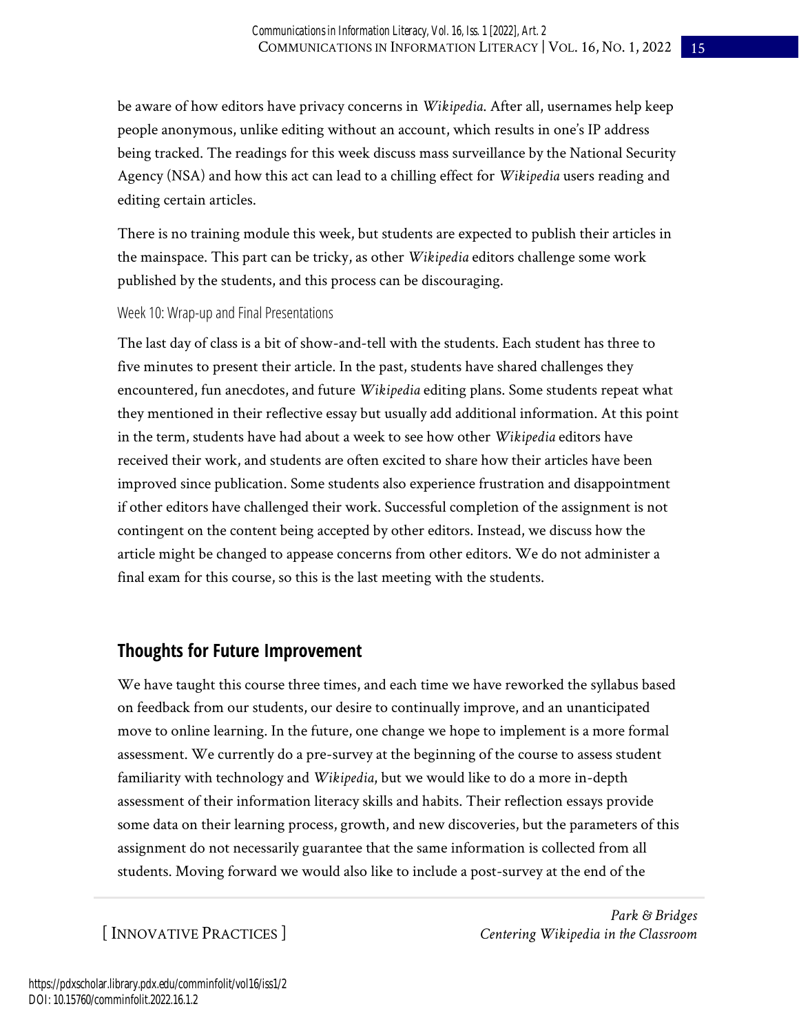be aware of how editors have privacy concerns in *Wikipedia*. After all, usernames help keep people anonymous, unlike editing without an account, which results in one's IP address being tracked. The readings for this week discuss mass surveillance by the National Security Agency (NSA) and how this act can lead to a chilling effect for *Wikipedia* users reading and editing certain articles.

There is no training module this week, but students are expected to publish their articles in the mainspace. This part can be tricky, as other *Wikipedia* editors challenge some work published by the students, and this process can be discouraging.

### Week 10: Wrap-up and Final Presentations

The last day of class is a bit of show-and-tell with the students. Each student has three to five minutes to present their article. In the past, students have shared challenges they encountered, fun anecdotes, and future *Wikipedia* editing plans. Some students repeat what they mentioned in their reflective essay but usually add additional information. At this point in the term, students have had about a week to see how other *Wikipedia* editors have received their work, and students are often excited to share how their articles have been improved since publication. Some students also experience frustration and disappointment if other editors have challenged their work. Successful completion of the assignment is not contingent on the content being accepted by other editors. Instead, we discuss how the article might be changed to appease concerns from other editors. We do not administer a final exam for this course, so this is the last meeting with the students.

## Thoughts for Future Improvement

We have taught this course three times, and each time we have reworked the syllabus based on feedback from our students, our desire to continually improve, and an unanticipated move to online learning. In the future, one change we hope to implement is a more formal assessment. We currently do a pre-survey at the beginning of the course to assess student familiarity with technology and *Wikipedia*, but we would like to do a more in-depth assessment of their information literacy skills and habits. Their reflection essays provide some data on their learning process, growth, and new discoveries, but the parameters of this assignment do not necessarily guarantee that the same information is collected from all students. Moving forward we would also like to include a post-survey at the end of the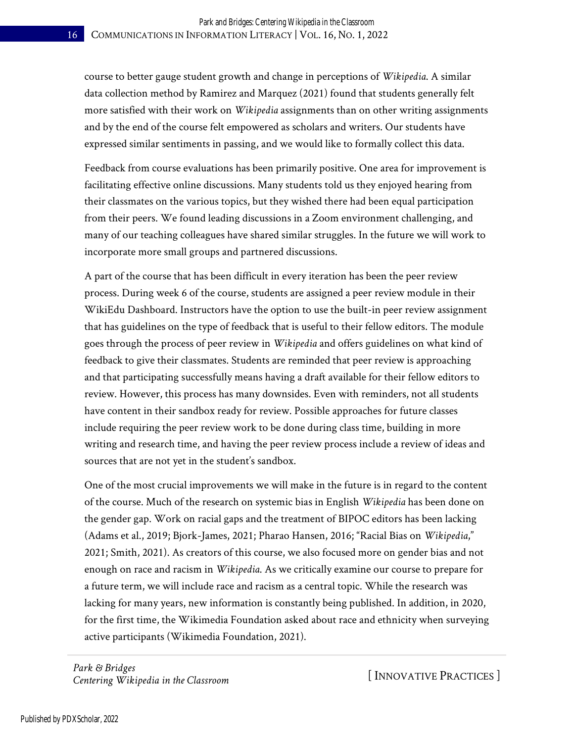course to better gauge student growth and change in perceptions of *Wikipedia*. A similar data collection method by Ramirez and Marquez (2021) found that students generally felt more satisfied with their work on *Wikipedia* assignments than on other writing assignments and by the end of the course felt empowered as scholars and writers. Our students have expressed similar sentiments in passing, and we would like to formally collect this data.

Feedback from course evaluations has been primarily positive. One area for improvement is facilitating effective online discussions. Many students told us they enjoyed hearing from their classmates on the various topics, but they wished there had been equal participation from their peers. We found leading discussions in a Zoom environment challenging, and many of our teaching colleagues have shared similar struggles. In the future we will work to incorporate more small groups and partnered discussions.

A part of the course that has been difficult in every iteration has been the peer review process. During week 6 of the course, students are assigned a peer review module in their WikiEdu Dashboard. Instructors have the option to use the built-in peer review assignment that has guidelines on the type of feedback that is useful to their fellow editors. The module goes through the process of peer review in *Wikipedia* and offers guidelines on what kind of feedback to give their classmates. Students are reminded that peer review is approaching and that participating successfully means having a draft available for their fellow editors to review. However, this process has many downsides. Even with reminders, not all students have content in their sandbox ready for review. Possible approaches for future classes include requiring the peer review work to be done during class time, building in more writing and research time, and having the peer review process include a review of ideas and sources that are not yet in the student's sandbox.

One of the most crucial improvements we will make in the future is in regard to the content of the course. Much of the research on systemic bias in English *Wikipedia* has been done on the gender gap. Work on racial gaps and the treatment of BIPOC editors has been lacking (Adams et al., 2019; Bjork-James, 2021; Pharao Hansen, 2016; "Racial Bias on *Wikipedia*," 2021; Smith, 2021). As creators of this course, we also focused more on gender bias and not enough on race and racism in *Wikipedia*. As we critically examine our course to prepare for a future term, we will include race and racism as a central topic. While the research was lacking for many years, new information is constantly being published. In addition, in 2020, for the first time, the Wikimedia Foundation asked about race and ethnicity when surveying active participants (Wikimedia Foundation, 2021).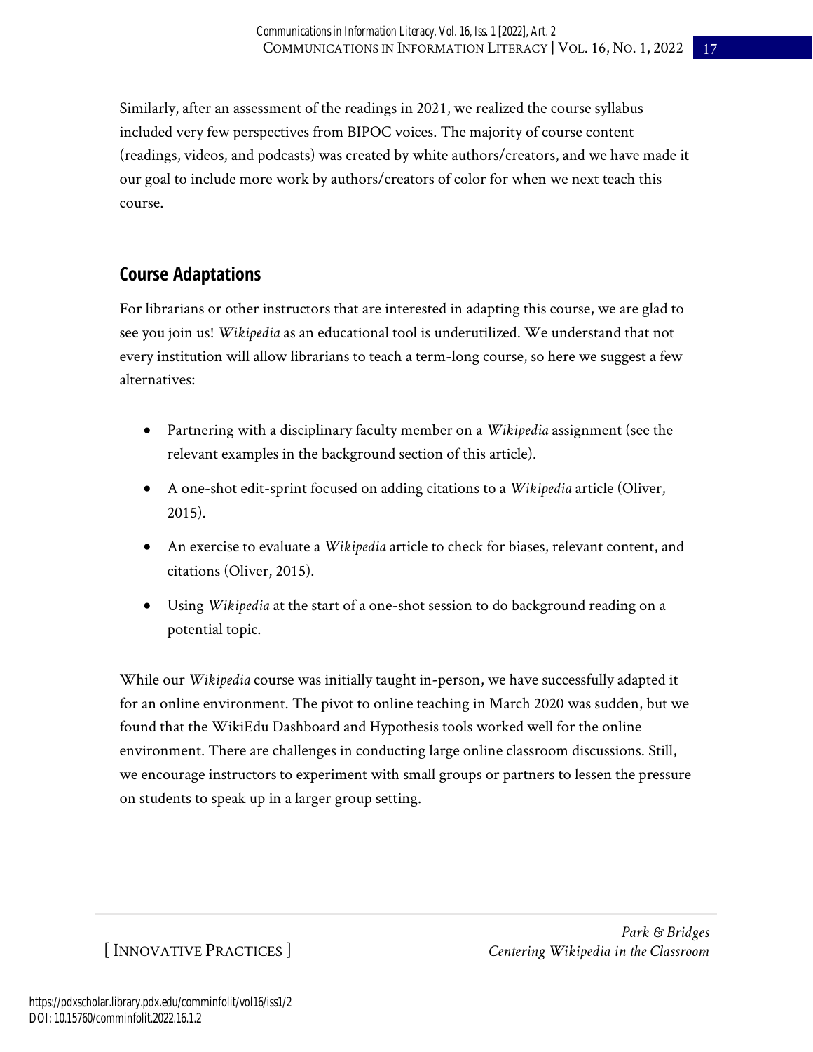Similarly, after an assessment of the readings in 2021, we realized the course syllabus included very few perspectives from BIPOC voices. The majority of course content (readings, videos, and podcasts) was created by white authors/creators, and we have made it our goal to include more work by authors/creators of color for when we next teach this course.

## Course Adaptations

For librarians or other instructors that are interested in adapting this course, we are glad to see you join us! *Wikipedia* as an educational tool is underutilized. We understand that not every institution will allow librarians to teach a term-long course, so here we suggest a few alternatives:

- Partnering with a disciplinary faculty member on a *Wikipedia* assignment (see the relevant examples in the background section of this article).
- A one-shot edit-sprint focused on adding citations to a *Wikipedia* article (Oliver, 2015).
- An exercise to evaluate a *Wikipedia* article to check for biases, relevant content, and citations (Oliver, 2015).
- Using *Wikipedia* at the start of a one-shot session to do background reading on a potential topic.

While our *Wikipedia* course was initially taught in-person, we have successfully adapted it for an online environment. The pivot to online teaching in March 2020 was sudden, but we found that the WikiEdu Dashboard and Hypothesis tools worked well for the online environment. There are challenges in conducting large online classroom discussions. Still, we encourage instructors to experiment with small groups or partners to lessen the pressure on students to speak up in a larger group setting.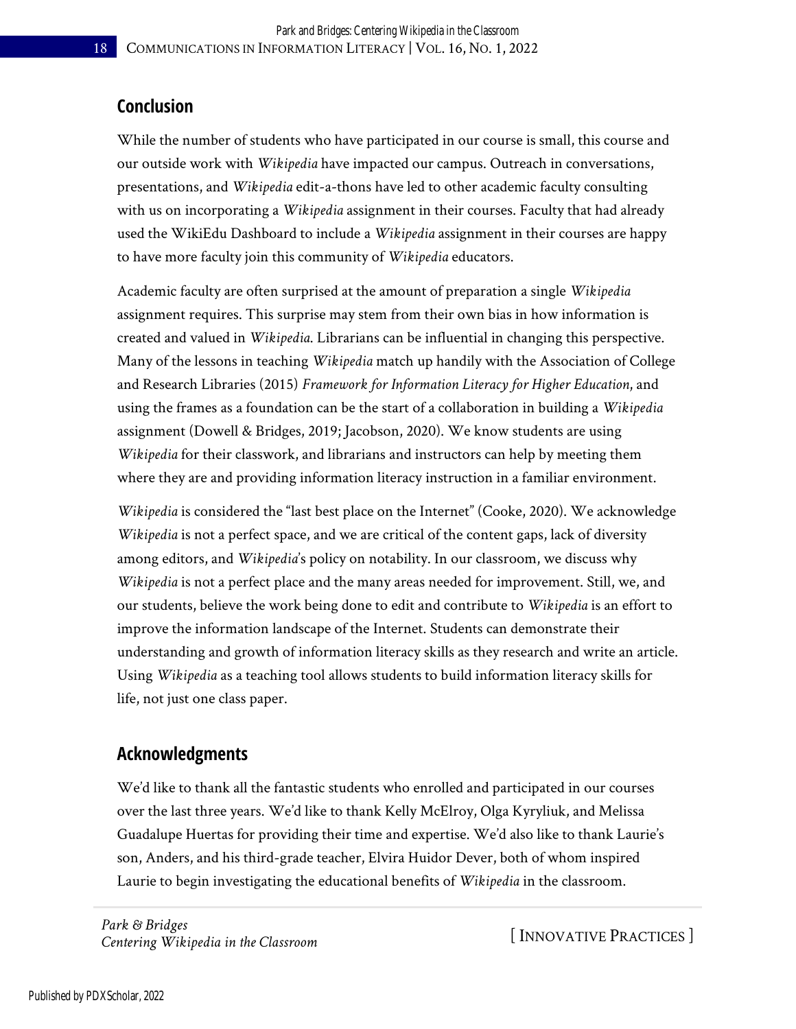## Conclusion

While the number of students who have participated in our course is small, this course and our outside work with *Wikipedia* have impacted our campus. Outreach in conversations, presentations, and *Wikipedia* edit-a-thons have led to other academic faculty consulting with us on incorporating a *Wikipedia* assignment in their courses. Faculty that had already used the WikiEdu Dashboard to include a *Wikipedia* assignment in their courses are happy to have more faculty join this community of *Wikipedia* educators.

Academic faculty are often surprised at the amount of preparation a single *Wikipedia* assignment requires. This surprise may stem from their own bias in how information is created and valued in *Wikipedia*. Librarians can be influential in changing this perspective. Many of the lessons in teaching *Wikipedia* match up handily with the Association of College and Research Libraries (2015) *Framework for Information Literacy for Higher Education*, and using the frames as a foundation can be the start of a collaboration in building a *Wikipedia* assignment (Dowell & Bridges, 2019; Jacobson, 2020). We know students are using *Wikipedia* for their classwork, and librarians and instructors can help by meeting them where they are and providing information literacy instruction in a familiar environment.

*Wikipedia* is considered the "last best place on the Internet" (Cooke, 2020). We acknowledge *Wikipedia* is not a perfect space, and we are critical of the content gaps, lack of diversity among editors, and *Wikipedia*'s policy on notability. In our classroom, we discuss why *Wikipedia* is not a perfect place and the many areas needed for improvement. Still, we, and our students, believe the work being done to edit and contribute to *Wikipedia* is an effort to improve the information landscape of the Internet. Students can demonstrate their understanding and growth of information literacy skills as they research and write an article. Using *Wikipedia* as a teaching tool allows students to build information literacy skills for life, not just one class paper.

## Acknowledgments

We'd like to thank all the fantastic students who enrolled and participated in our courses over the last three years. We'd like to thank Kelly McElroy, Olga Kyryliuk, and Melissa Guadalupe Huertas for providing their time and expertise. We'd also like to thank Laurie's son, Anders, and his third-grade teacher, Elvira Huidor Dever, both of whom inspired Laurie to begin investigating the educational benefits of *Wikipedia* in the classroom.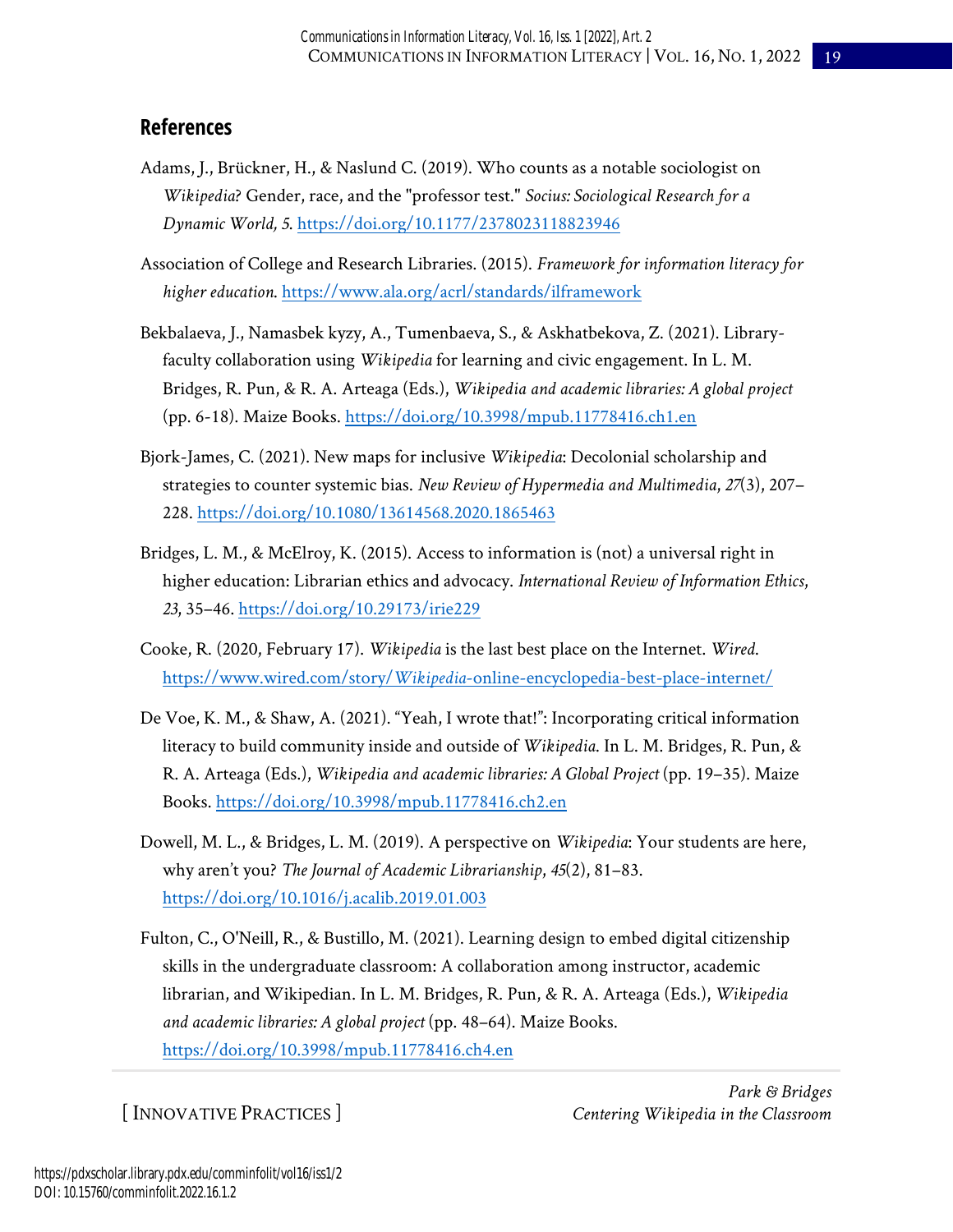## References

Adams, J., Brückner, H., & Naslund C. (2019). Who counts as a notable sociologist on *Wikipedia*? Gender, race, and the "professor test." *Socius: Sociological Research for a Dynamic World, 5*. https://doi.org/10.1177/2378023118823946

Association of College and Research Libraries. (2015). *Framework for information literacy for higher education*. https://www.ala.org/acrl/standards/ilframework

Bekbalaeva, J., Namasbek kyzy, A., Tumenbaeva, S., & Askhatbekova, Z. (2021). Library-faculty collaboration using *Wikipedia* for learning and civic engagement. In L. M. Bridges, R. Pun, & R. A. Arteaga (Eds.), *Wikipedia and academic libraries: A global project* (pp. 6-18). Maize Books. https://doi.org/10.3998/mpub.11778416.ch1.en

Bjork-James, C. (2021). New maps for inclusive *Wikipedia*: Decolonial scholarship and strategies to counter systemic bias. *New Review of Hypermedia and Multimedia*, *27*(3), 207–228. https://doi.org/10.1080/13614568.2020.1865463

Bridges, L. M., & McElroy, K. (2015). Access to information is (not) a universal right in higher education: Librarian ethics and advocacy. *International Review of Information Ethics*, *23*, 35–46. https://doi.org/10.29173/irie229

Cooke, R. (2020, February 17). *Wikipedia* is the last best place on the Internet. *Wired*. https://www.wired.com/story/*Wikipedia*-online-encyclopedia-best-place-internet/

De Voe, K. M., & Shaw, A. (2021). "Yeah, I wrote that!": Incorporating critical information literacy to build community inside and outside of *Wikipedia*. In L. M. Bridges, R. Pun, & R. A. Arteaga (Eds.), *Wikipedia and academic libraries: A Global Project* (pp. 19–35). Maize Books. https://doi.org/10.3998/mpub.11778416.ch2.en

Dowell, M. L., & Bridges, L. M. (2019). A perspective on *Wikipedia*: Your students are here, why aren't you? *The Journal of Academic Librarianship*, *45*(2), 81–83. https://doi.org/10.1016/j.acalib.2019.01.003

Fulton, C., O'Neill, R., & Bustillo, M. (2021). Learning design to embed digital citizenship skills in the undergraduate classroom: A collaboration among instructor, academic librarian, and Wikipedian. In L. M. Bridges, R. Pun, & R. A. Arteaga (Eds.), *Wikipedia and academic libraries: A global project* (pp. 48–64). Maize Books. https://doi.org/10.3998/mpub.11778416.ch4.en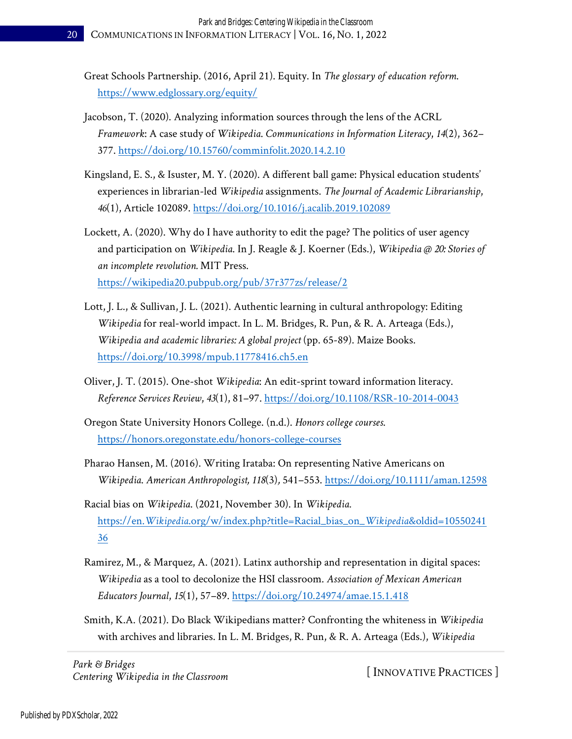Great Schools Partnership. (2016, April 21). Equity. In *The glossary of education reform*. https://www.edglossary.org/equity/

Jacobson, T. (2020). Analyzing information sources through the lens of the ACRL *Framework*: A case study of *Wikipedia*. *Communications in Information Literacy*, *14*(2), 362–377. https://doi.org/10.15760/comminfolit.2020.14.2.10

Kingsland, E. S., & Isuster, M. Y. (2020). A different ball game: Physical education students' experiences in librarian-led *Wikipedia* assignments. *The Journal of Academic Librarianship*, *46*(1), Article 102089. https://doi.org/10.1016/j.acalib.2019.102089

Lockett, A. (2020). Why do I have authority to edit the page? The politics of user agency and participation on *Wikipedia*. In J. Reagle & J. Koerner (Eds.), *Wikipedia @ 20: Stories of an incomplete revolution.* MIT Press. https://wikipedia20.pubpub.org/pub/37r377zs/release/2

Lott, J. L., & Sullivan, J. L. (2021). Authentic learning in cultural anthropology: Editing *Wikipedia* for real-world impact. In L. M. Bridges, R. Pun, & R. A. Arteaga (Eds.), *Wikipedia and academic libraries: A global project* (pp. 65-89). Maize Books. https://doi.org/10.3998/mpub.11778416.ch5.en

Oliver, J. T. (2015). One-shot *Wikipedia*: An edit-sprint toward information literacy. *Reference Services Review*, *43*(1), 81–97. https://doi.org/10.1108/RSR-10-2014-0043

Oregon State University Honors College. (n.d.). *Honors college courses*. https://honors.oregonstate.edu/honors-college-courses

Pharao Hansen, M. (2016). Writing Irataba: On representing Native Americans on *Wikipedia*. *American Anthropologist, 118*(3), 541–553. https://doi.org/10.1111/aman.12598

Racial bias on *Wikipedia*. (2021, November 30). In *Wikipedia.* https://en.*Wikipedia*.org/w/index.php?title=Racial_bias_on_*Wikipedia*&oldid=1055024136

Ramirez, M., & Marquez, A. (2021). Latinx authorship and representation in digital spaces: *Wikipedia* as a tool to decolonize the HSI classroom. *Association of Mexican American Educators Journal*, *15*(1), 57–89. https://doi.org/10.24974/amae.15.1.418

Smith, K.A. (2021). Do Black Wikipedians matter? Confronting the whiteness in *Wikipedia* with archives and libraries. In L. M. Bridges, R. Pun, & R. A. Arteaga (Eds.), *Wikipedia*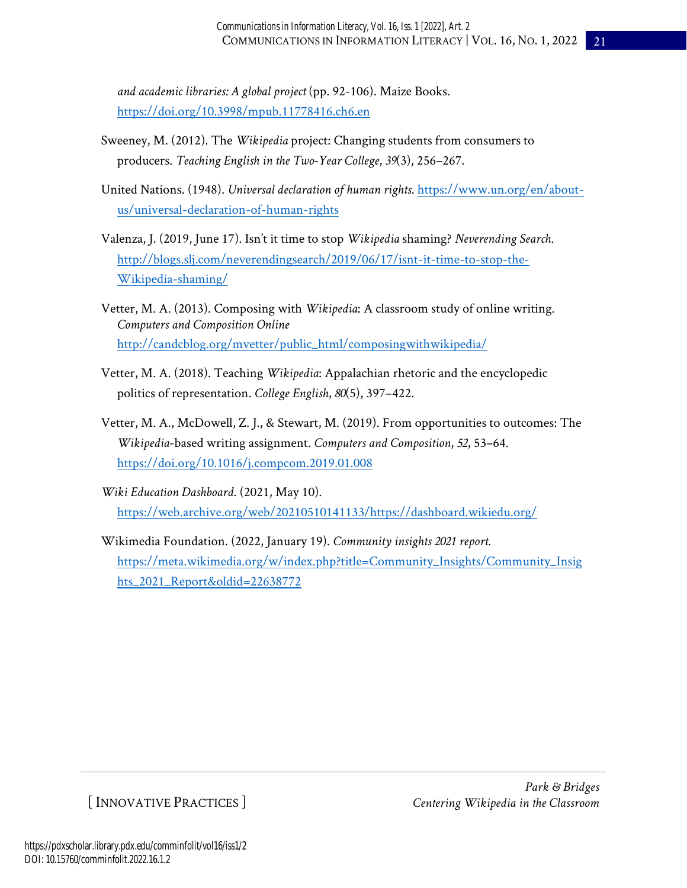*and academic libraries: A global project* (pp. 92-106). Maize Books. https://doi.org/10.3998/mpub.11778416.ch6.en

Sweeney, M. (2012). The *Wikipedia* project: Changing students from consumers to producers. *Teaching English in the Two-Year College*, *39*(3), 256–267.

United Nations. (1948). *Universal declaration of human rights*. https://www.un.org/en/about-us/universal-declaration-of-human-rights

Valenza, J. (2019, June 17). Isn't it time to stop *Wikipedia* shaming? *Neverending Search*. http://blogs.slj.com/neverendingsearch/2019/06/17/isnt-it-time-to-stop-the-Wikipedia-shaming/

Vetter, M. A. (2013). Composing with *Wikipedia*: A classroom study of online writing. *Computers and Composition Online* http://candcblog.org/mvetter/public_html/composingwithwikipedia/

Vetter, M. A. (2018). Teaching *Wikipedia*: Appalachian rhetoric and the encyclopedic politics of representation. *College English*, *80*(5), 397–422.

Vetter, M. A., McDowell, Z. J., & Stewart, M. (2019). From opportunities to outcomes: The *Wikipedia*-based writing assignment. *Computers and Composition*, *52*, 53–64. https://doi.org/10.1016/j.compcom.2019.01.008

*Wiki Education Dashboard*. (2021, May 10). https://web.archive.org/web/20210510141133/https://dashboard.wikiedu.org/

Wikimedia Foundation. (2022, January 19). *Community insights 2021 report.* https://meta.wikimedia.org/w/index.php?title=Community_Insights/Community_Insights_2021_Report&oldid=22638772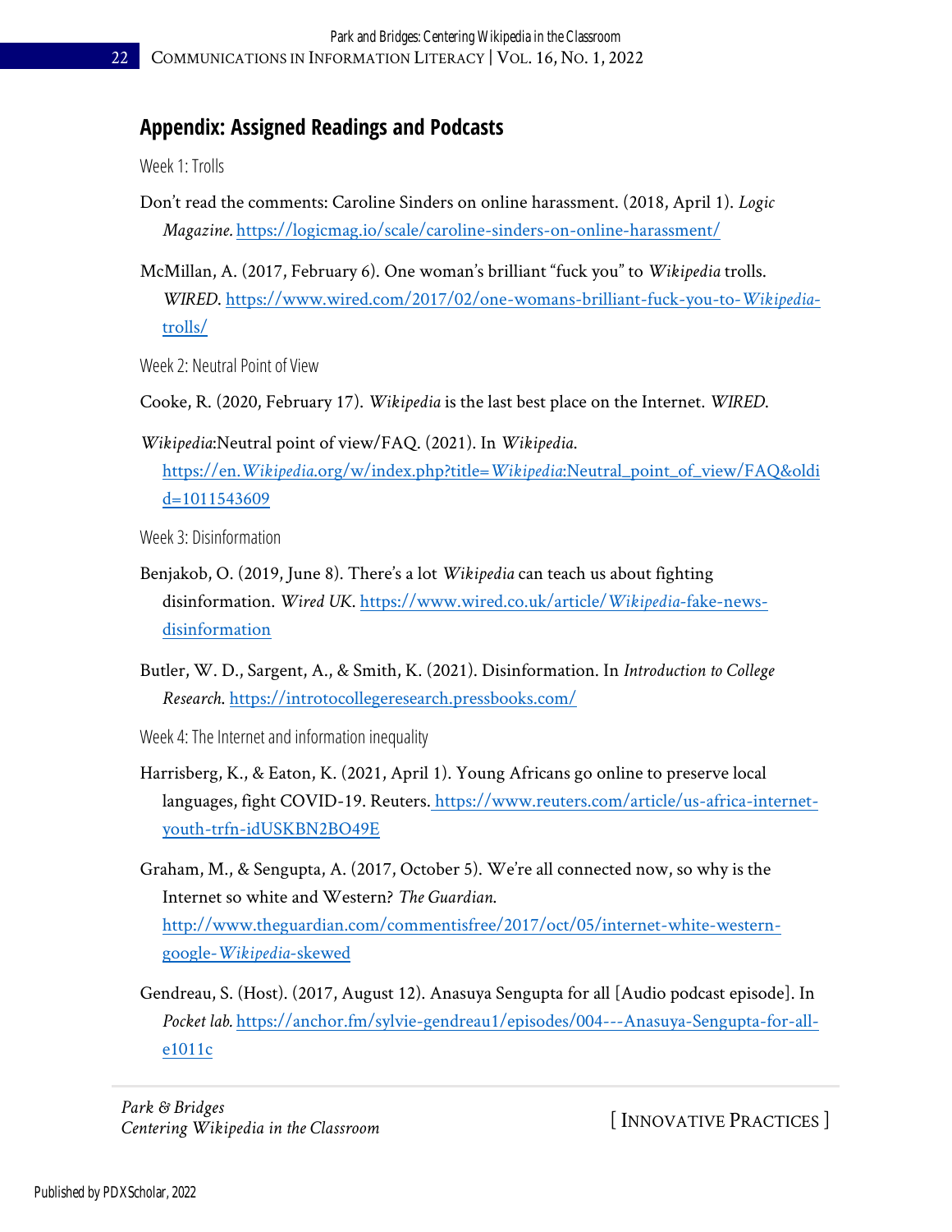## Appendix: Assigned Readings and Podcasts

Week 1: Trolls

Don't read the comments: Caroline Sinders on online harassment. (2018, April 1). *Logic Magazine.* https://logicmag.io/scale/caroline-sinders-on-online-harassment/

McMillan, A. (2017, February 6). One woman's brilliant "fuck you" to *Wikipedia* trolls. *WIRED.* https://www.wired.com/2017/02/one-womans-brilliant-fuck-you-to-Wikipedia-trolls/

Week 2: Neutral Point of View

Cooke, R. (2020, February 17). *Wikipedia* is the last best place on the Internet. *WIRED.*

*Wikipedia*:Neutral point of view/FAQ. (2021). In *Wikipedia.* https://en.Wikipedia.org/w/index.php?title=Wikipedia:Neutral_point_of_view/FAQ&oldid=1011543609

Week 3: Disinformation

Benjakob, O. (2019, June 8). There's a lot *Wikipedia* can teach us about fighting disinformation. *Wired UK.* https://www.wired.co.uk/article/Wikipedia-fake-news-disinformation

Butler, W. D., Sargent, A., & Smith, K. (2021). Disinformation. In *Introduction to College Research.* https://introtocollegeresearch.pressbooks.com/

Week 4: The Internet and information inequality

Harrisberg, K., & Eaton, K. (2021, April 1). Young Africans go online to preserve local languages, fight COVID-19. Reuters. https://www.reuters.com/article/us-africa-internet-youth-trfn-idUSKBN2BO49E

Graham, M., & Sengupta, A. (2017, October 5). We're all connected now, so why is the Internet so white and Western? *The Guardian.* http://www.theguardian.com/commentisfree/2017/oct/05/internet-white-western-google-Wikipedia-skewed

Gendreau, S. (Host). (2017, August 12). Anasuya Sengupta for all [Audio podcast episode]. In *Pocket lab.* https://anchor.fm/sylvie-gendreau1/episodes/004---Anasuya-Sengupta-for-all-e1011c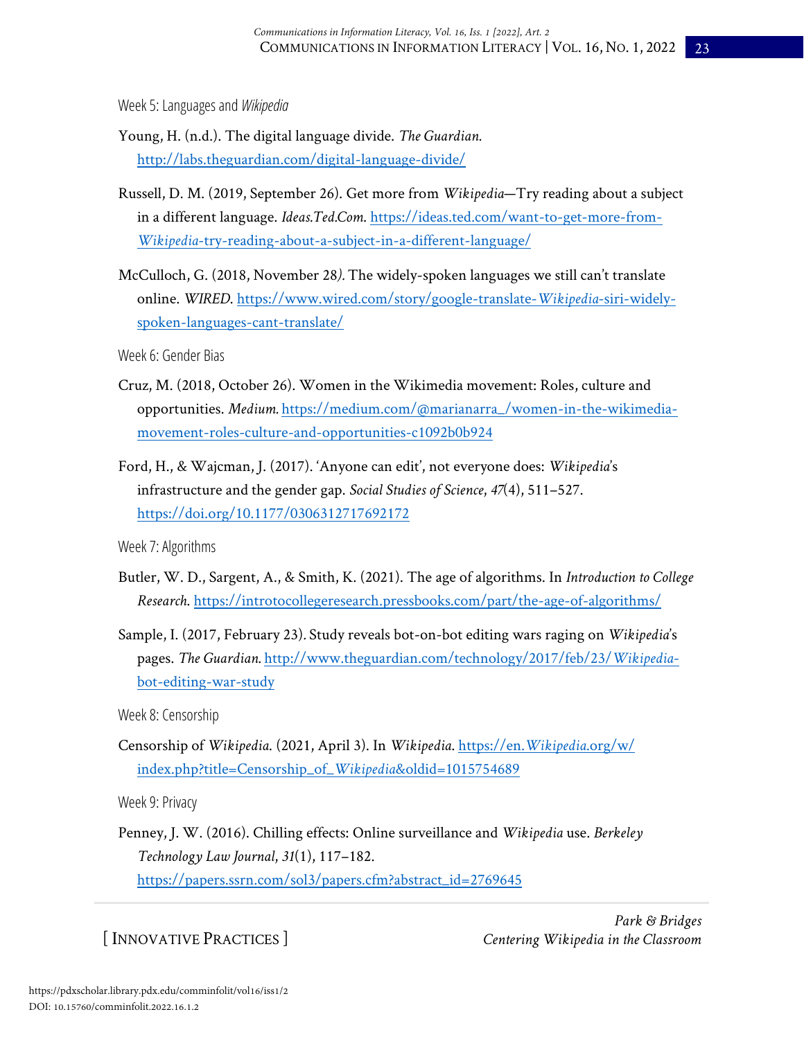Week 5: Languages and *Wikipedia*

Young, H. (n.d.). The digital language divide. *The Guardian.* http://labs.theguardian.com/digital-language-divide/

Russell, D. M. (2019, September 26). Get more from *Wikipedia*—Try reading about a subject in a different language. *Ideas.Ted.Com*. https://ideas.ted.com/want-to-get-more-from-*Wikipedia*-try-reading-about-a-subject-in-a-different-language/

McCulloch, G. (2018, November 28*).* The widely-spoken languages we still can't translate online. *WIRED*. https://www.wired.com/story/google-translate-*Wikipedia*-siri-widely-spoken-languages-cant-translate/

Week 6: Gender Bias

Cruz, M. (2018, October 26). Women in the Wikimedia movement: Roles, culture and opportunities. *Medium.* https://medium.com/@marianarra_/women-in-the-wikimedia-movement-roles-culture-and-opportunities-c1092b0b924

Ford, H., & Wajcman, J. (2017). 'Anyone can edit', not everyone does: *Wikipedia*'s infrastructure and the gender gap. *Social Studies of Science*, *47*(4), 511–527. https://doi.org/10.1177/0306312717692172

Week 7: Algorithms

Butler, W. D., Sargent, A., & Smith, K. (2021). The age of algorithms. In *Introduction to College Research.* https://introtocollegeresearch.pressbooks.com/part/the-age-of-algorithms/

Sample, I. (2017, February 23). Study reveals bot-on-bot editing wars raging on *Wikipedia*'s pages. *The Guardian.* http://www.theguardian.com/technology/2017/feb/23/*Wikipedia*-bot-editing-war-study

Week 8: Censorship

Censorship of *Wikipedia.* (2021, April 3). In *Wikipedia.* https://en.*Wikipedia*.org/w/index.php?title=Censorship_of_*Wikipedia*&oldid=1015754689

Week 9: Privacy

Penney, J. W. (2016). Chilling effects: Online surveillance and *Wikipedia* use. *Berkeley Technology Law Journal*, *31*(1), 117–182. https://papers.ssrn.com/sol3/papers.cfm?abstract_id=2769645